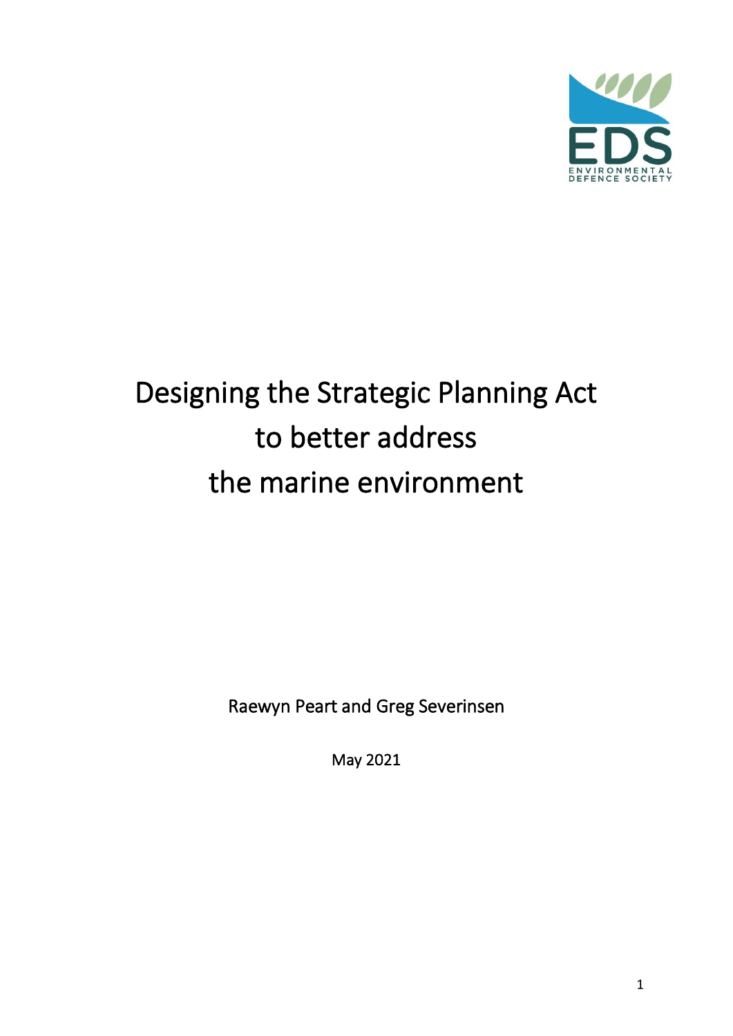# Designing the Strategic Planning Act to better address the marine environment

Raewyn Peart and Greg Severinsen

May 2021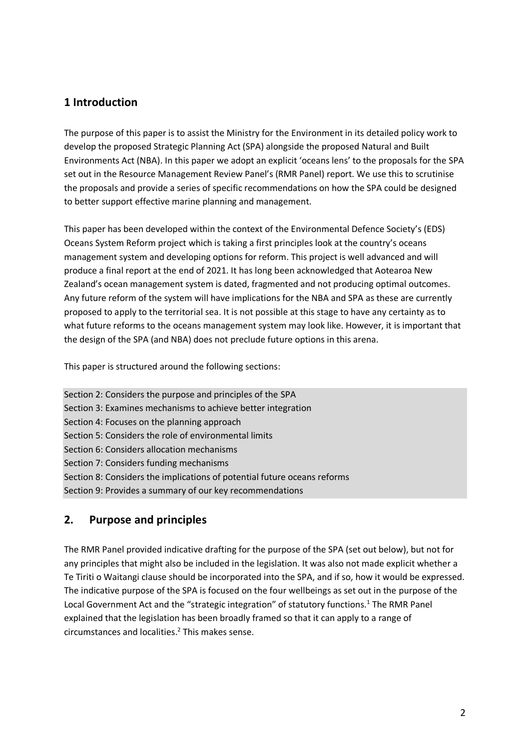## 1 Introduction

The purpose of this paper is to assist the Ministry for the Environment in its detailed policy work to develop the proposed Strategic Planning Act (SPA) alongside the proposed Natural and Built Environments Act (NBA). In this paper we adopt an explicit 'oceans lens' to the proposals for the SPA set out in the Resource Management Review Panel's (RMR Panel) report. We use this to scrutinise the proposals and provide a series of specific recommendations on how the SPA could be designed to better support effective marine planning and management.

This paper has been developed within the context of the Environmental Defence Society's (EDS) Oceans System Reform project which is taking a first principles look at the country's oceans management system and developing options for reform. This project is well advanced and will produce a final report at the end of 2021. It has long been acknowledged that Aotearoa New Zealand's ocean management system is dated, fragmented and not producing optimal outcomes. Any future reform of the system will have implications for the NBA and SPA as these are currently proposed to apply to the territorial sea. It is not possible at this stage to have any certainty as to what future reforms to the oceans management system may look like. However, it is important that the design of the SPA (and NBA) does not preclude future options in this arena.

This paper is structured around the following sections:

Section 2: Considers the purpose and principles of the SPA
Section 3: Examines mechanisms to achieve better integration
Section 4: Focuses on the planning approach
Section 5: Considers the role of environmental limits
Section 6: Considers allocation mechanisms
Section 7: Considers funding mechanisms
Section 8: Considers the implications of potential future oceans reforms
Section 9: Provides a summary of our key recommendations

## 2. Purpose and principles

The RMR Panel provided indicative drafting for the purpose of the SPA (set out below), but not for any principles that might also be included in the legislation. It was also not made explicit whether a Te Tiriti o Waitangi clause should be incorporated into the SPA, and if so, how it would be expressed. The indicative purpose of the SPA is focused on the four wellbeings as set out in the purpose of the Local Government Act and the "strategic integration" of statutory functions.[1] The RMR Panel explained that the legislation has been broadly framed so that it can apply to a range of circumstances and localities.[2] This makes sense.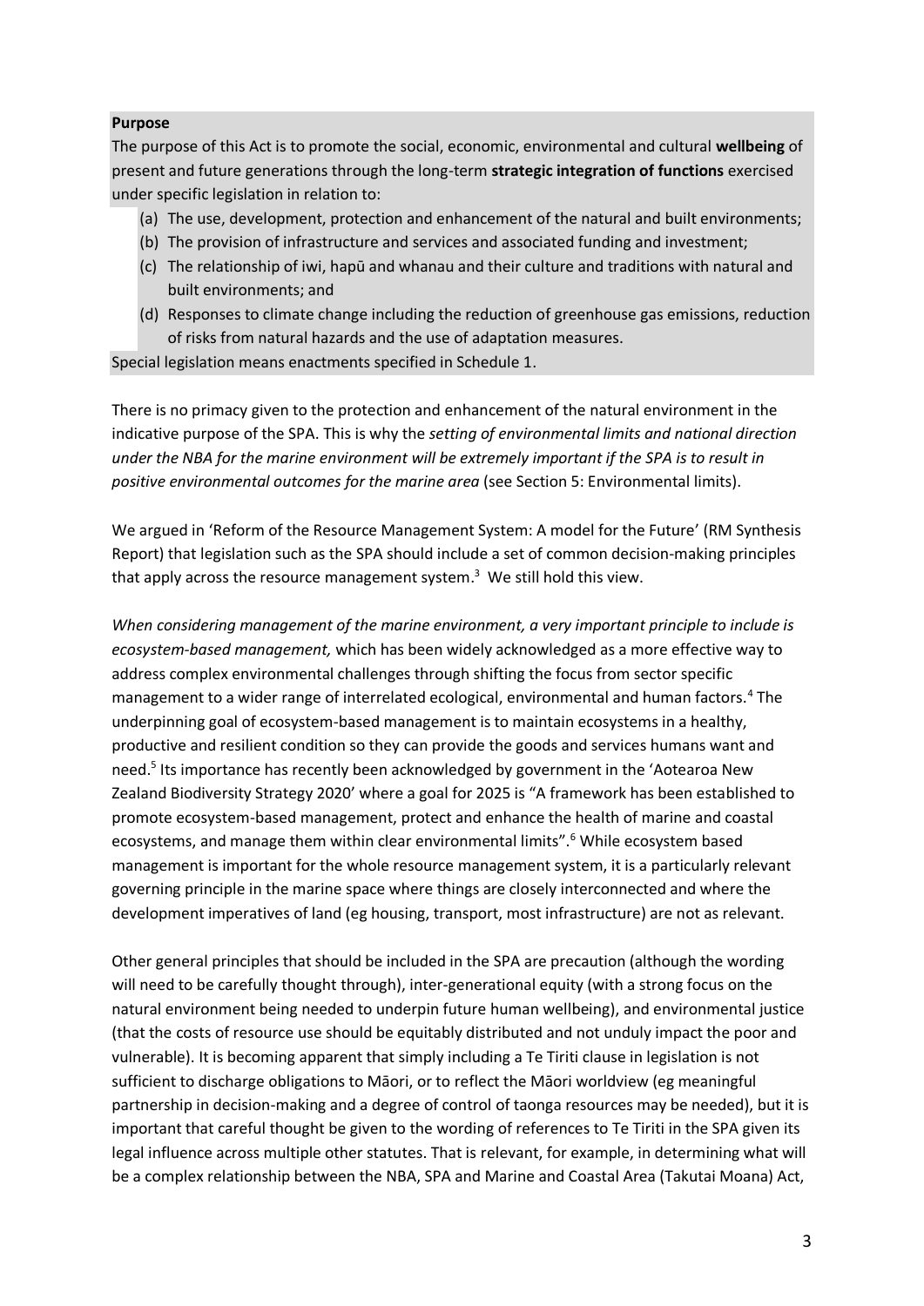**Purpose**

The purpose of this Act is to promote the social, economic, environmental and cultural **wellbeing** of present and future generations through the long-term **strategic integration of functions** exercised under specific legislation in relation to:

(a) The use, development, protection and enhancement of the natural and built environments;
(b) The provision of infrastructure and services and associated funding and investment;
(c) The relationship of iwi, hapū and whanau and their culture and traditions with natural and built environments; and
(d) Responses to climate change including the reduction of greenhouse gas emissions, reduction of risks from natural hazards and the use of adaptation measures.

Special legislation means enactments specified in Schedule 1.

There is no primacy given to the protection and enhancement of the natural environment in the indicative purpose of the SPA. This is why the *setting of environmental limits and national direction under the NBA for the marine environment will be extremely important if the SPA is to result in positive environmental outcomes for the marine area* (see Section 5: Environmental limits).

We argued in 'Reform of the Resource Management System: A model for the Future' (RM Synthesis Report) that legislation such as the SPA should include a set of common decision-making principles that apply across the resource management system.[3] We still hold this view.

*When considering management of the marine environment, a very important principle to include is ecosystem-based management,* which has been widely acknowledged as a more effective way to address complex environmental challenges through shifting the focus from sector specific management to a wider range of interrelated ecological, environmental and human factors.[4] The underpinning goal of ecosystem-based management is to maintain ecosystems in a healthy, productive and resilient condition so they can provide the goods and services humans want and need.[5] Its importance has recently been acknowledged by government in the 'Aotearoa New Zealand Biodiversity Strategy 2020' where a goal for 2025 is "A framework has been established to promote ecosystem-based management, protect and enhance the health of marine and coastal ecosystems, and manage them within clear environmental limits".[6] While ecosystem based management is important for the whole resource management system, it is a particularly relevant governing principle in the marine space where things are closely interconnected and where the development imperatives of land (eg housing, transport, most infrastructure) are not as relevant.

Other general principles that should be included in the SPA are precaution (although the wording will need to be carefully thought through), inter-generational equity (with a strong focus on the natural environment being needed to underpin future human wellbeing), and environmental justice (that the costs of resource use should be equitably distributed and not unduly impact the poor and vulnerable). It is becoming apparent that simply including a Te Tiriti clause in legislation is not sufficient to discharge obligations to Māori, or to reflect the Māori worldview (eg meaningful partnership in decision-making and a degree of control of taonga resources may be needed), but it is important that careful thought be given to the wording of references to Te Tiriti in the SPA given its legal influence across multiple other statutes. That is relevant, for example, in determining what will be a complex relationship between the NBA, SPA and Marine and Coastal Area (Takutai Moana) Act,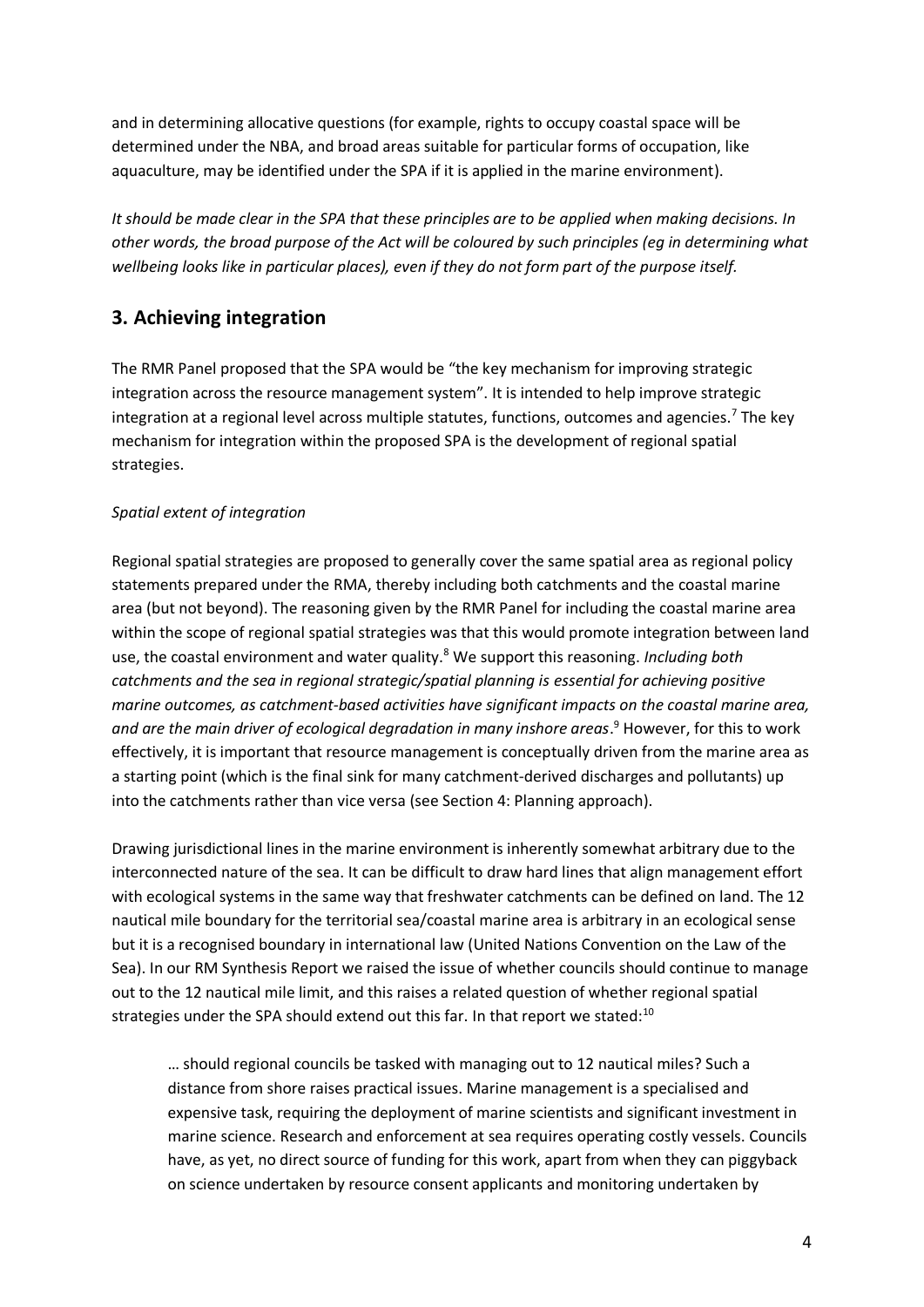and in determining allocative questions (for example, rights to occupy coastal space will be determined under the NBA, and broad areas suitable for particular forms of occupation, like aquaculture, may be identified under the SPA if it is applied in the marine environment).

*It should be made clear in the SPA that these principles are to be applied when making decisions. In other words, the broad purpose of the Act will be coloured by such principles (eg in determining what wellbeing looks like in particular places), even if they do not form part of the purpose itself.*

## 3. Achieving integration

The RMR Panel proposed that the SPA would be "the key mechanism for improving strategic integration across the resource management system". It is intended to help improve strategic integration at a regional level across multiple statutes, functions, outcomes and agencies.[7] The key mechanism for integration within the proposed SPA is the development of regional spatial strategies.

*Spatial extent of integration*

Regional spatial strategies are proposed to generally cover the same spatial area as regional policy statements prepared under the RMA, thereby including both catchments and the coastal marine area (but not beyond). The reasoning given by the RMR Panel for including the coastal marine area within the scope of regional spatial strategies was that this would promote integration between land use, the coastal environment and water quality.[8] We support this reasoning. *Including both catchments and the sea in regional strategic/spatial planning is essential for achieving positive marine outcomes, as catchment-based activities have significant impacts on the coastal marine area, and are the main driver of ecological degradation in many inshore areas*.[9] However, for this to work effectively, it is important that resource management is conceptually driven from the marine area as a starting point (which is the final sink for many catchment-derived discharges and pollutants) up into the catchments rather than vice versa (see Section 4: Planning approach).

Drawing jurisdictional lines in the marine environment is inherently somewhat arbitrary due to the interconnected nature of the sea. It can be difficult to draw hard lines that align management effort with ecological systems in the same way that freshwater catchments can be defined on land. The 12 nautical mile boundary for the territorial sea/coastal marine area is arbitrary in an ecological sense but it is a recognised boundary in international law (United Nations Convention on the Law of the Sea). In our RM Synthesis Report we raised the issue of whether councils should continue to manage out to the 12 nautical mile limit, and this raises a related question of whether regional spatial strategies under the SPA should extend out this far. In that report we stated:[10]

> … should regional councils be tasked with managing out to 12 nautical miles? Such a distance from shore raises practical issues. Marine management is a specialised and expensive task, requiring the deployment of marine scientists and significant investment in marine science. Research and enforcement at sea requires operating costly vessels. Councils have, as yet, no direct source of funding for this work, apart from when they can piggyback on science undertaken by resource consent applicants and monitoring undertaken by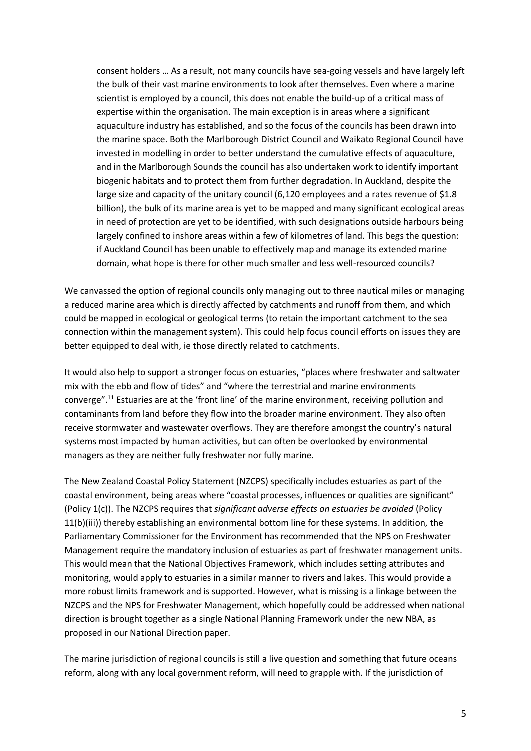> consent holders … As a result, not many councils have sea-going vessels and have largely left the bulk of their vast marine environments to look after themselves. Even where a marine scientist is employed by a council, this does not enable the build-up of a critical mass of expertise within the organisation. The main exception is in areas where a significant aquaculture industry has established, and so the focus of the councils has been drawn into the marine space. Both the Marlborough District Council and Waikato Regional Council have invested in modelling in order to better understand the cumulative effects of aquaculture, and in the Marlborough Sounds the council has also undertaken work to identify important biogenic habitats and to protect them from further degradation. In Auckland, despite the large size and capacity of the unitary council (6,120 employees and a rates revenue of $1.8 billion), the bulk of its marine area is yet to be mapped and many significant ecological areas in need of protection are yet to be identified, with such designations outside harbours being largely confined to inshore areas within a few of kilometres of land. This begs the question: if Auckland Council has been unable to effectively map and manage its extended marine domain, what hope is there for other much smaller and less well-resourced councils?

We canvassed the option of regional councils only managing out to three nautical miles or managing a reduced marine area which is directly affected by catchments and runoff from them, and which could be mapped in ecological or geological terms (to retain the important catchment to the sea connection within the management system). This could help focus council efforts on issues they are better equipped to deal with, ie those directly related to catchments.

It would also help to support a stronger focus on estuaries, "places where freshwater and saltwater mix with the ebb and flow of tides" and "where the terrestrial and marine environments converge".[11] Estuaries are at the 'front line' of the marine environment, receiving pollution and contaminants from land before they flow into the broader marine environment. They also often receive stormwater and wastewater overflows. They are therefore amongst the country's natural systems most impacted by human activities, but can often be overlooked by environmental managers as they are neither fully freshwater nor fully marine.

The New Zealand Coastal Policy Statement (NZCPS) specifically includes estuaries as part of the coastal environment, being areas where "coastal processes, influences or qualities are significant" (Policy 1(c)). The NZCPS requires that *significant adverse effects on estuaries be avoided* (Policy 11(b)(iii)) thereby establishing an environmental bottom line for these systems. In addition, the Parliamentary Commissioner for the Environment has recommended that the NPS on Freshwater Management require the mandatory inclusion of estuaries as part of freshwater management units. This would mean that the National Objectives Framework, which includes setting attributes and monitoring, would apply to estuaries in a similar manner to rivers and lakes. This would provide a more robust limits framework and is supported. However, what is missing is a linkage between the NZCPS and the NPS for Freshwater Management, which hopefully could be addressed when national direction is brought together as a single National Planning Framework under the new NBA, as proposed in our National Direction paper.

The marine jurisdiction of regional councils is still a live question and something that future oceans reform, along with any local government reform, will need to grapple with. If the jurisdiction of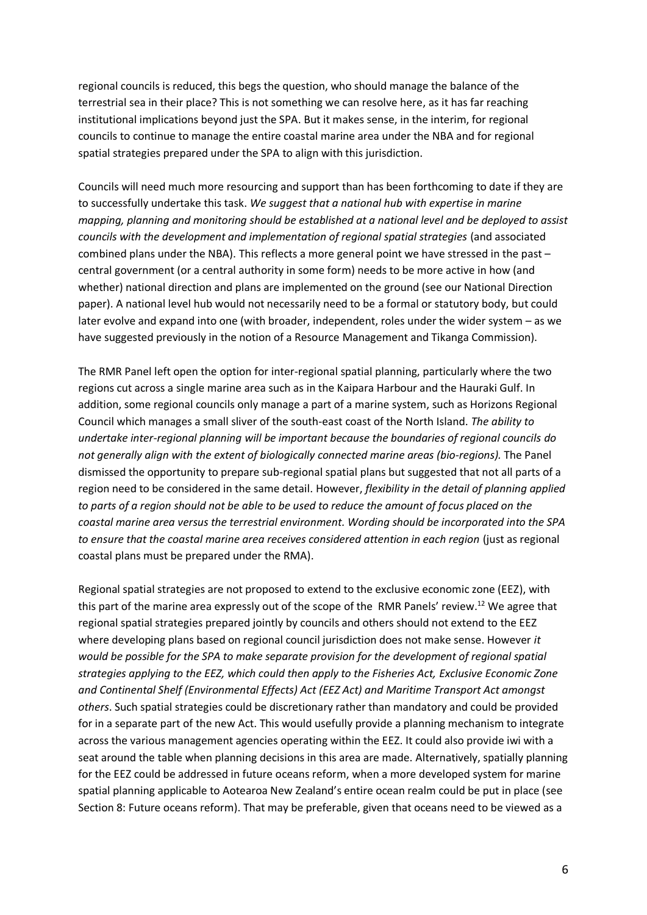regional councils is reduced, this begs the question, who should manage the balance of the terrestrial sea in their place? This is not something we can resolve here, as it has far reaching institutional implications beyond just the SPA. But it makes sense, in the interim, for regional councils to continue to manage the entire coastal marine area under the NBA and for regional spatial strategies prepared under the SPA to align with this jurisdiction.

Councils will need much more resourcing and support than has been forthcoming to date if they are to successfully undertake this task. *We suggest that a national hub with expertise in marine mapping, planning and monitoring should be established at a national level and be deployed to assist councils with the development and implementation of regional spatial strategies* (and associated combined plans under the NBA). This reflects a more general point we have stressed in the past – central government (or a central authority in some form) needs to be more active in how (and whether) national direction and plans are implemented on the ground (see our National Direction paper). A national level hub would not necessarily need to be a formal or statutory body, but could later evolve and expand into one (with broader, independent, roles under the wider system – as we have suggested previously in the notion of a Resource Management and Tikanga Commission).

The RMR Panel left open the option for inter-regional spatial planning, particularly where the two regions cut across a single marine area such as in the Kaipara Harbour and the Hauraki Gulf. In addition, some regional councils only manage a part of a marine system, such as Horizons Regional Council which manages a small sliver of the south-east coast of the North Island. *The ability to undertake inter-regional planning will be important because the boundaries of regional councils do not generally align with the extent of biologically connected marine areas (bio-regions).* The Panel dismissed the opportunity to prepare sub-regional spatial plans but suggested that not all parts of a region need to be considered in the same detail. However, *flexibility in the detail of planning applied to parts of a region should not be able to be used to reduce the amount of focus placed on the coastal marine area versus the terrestrial environment. Wording should be incorporated into the SPA to ensure that the coastal marine area receives considered attention in each region* (just as regional coastal plans must be prepared under the RMA).

Regional spatial strategies are not proposed to extend to the exclusive economic zone (EEZ), with this part of the marine area expressly out of the scope of the RMR Panels' review.[12] We agree that regional spatial strategies prepared jointly by councils and others should not extend to the EEZ where developing plans based on regional council jurisdiction does not make sense. However *it would be possible for the SPA to make separate provision for the development of regional spatial strategies applying to the EEZ, which could then apply to the Fisheries Act, Exclusive Economic Zone and Continental Shelf (Environmental Effects) Act (EEZ Act) and Maritime Transport Act amongst others*. Such spatial strategies could be discretionary rather than mandatory and could be provided for in a separate part of the new Act. This would usefully provide a planning mechanism to integrate across the various management agencies operating within the EEZ. It could also provide iwi with a seat around the table when planning decisions in this area are made. Alternatively, spatially planning for the EEZ could be addressed in future oceans reform, when a more developed system for marine spatial planning applicable to Aotearoa New Zealand's entire ocean realm could be put in place (see Section 8: Future oceans reform). That may be preferable, given that oceans need to be viewed as a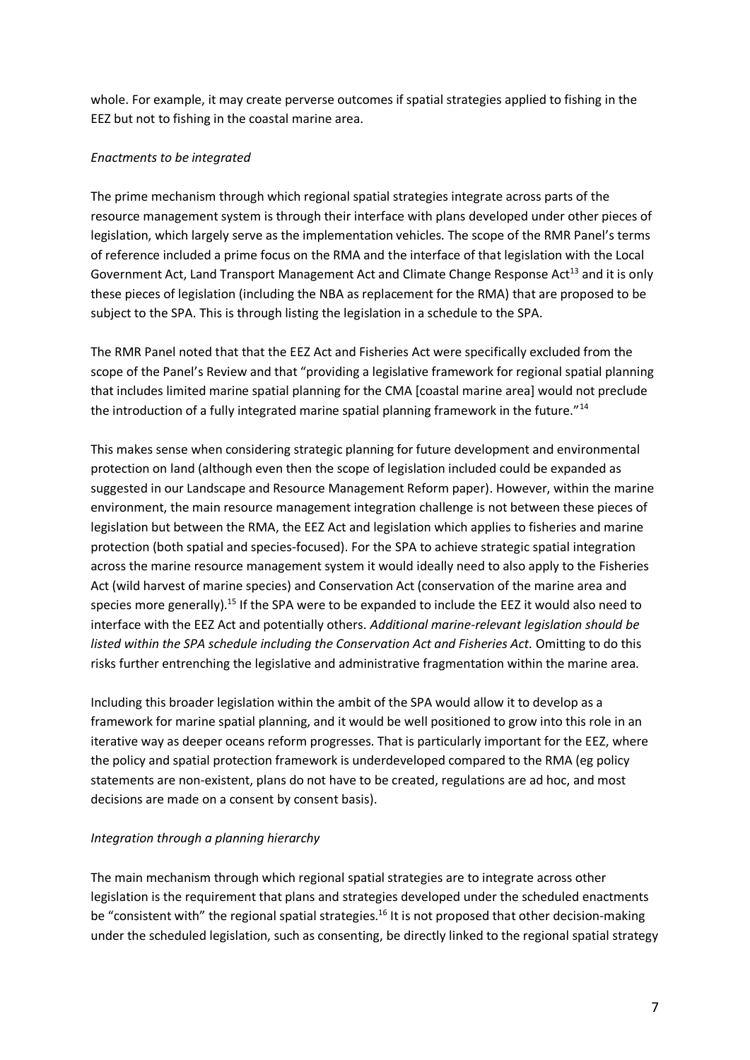whole. For example, it may create perverse outcomes if spatial strategies applied to fishing in the EEZ but not to fishing in the coastal marine area.

*Enactments to be integrated*

The prime mechanism through which regional spatial strategies integrate across parts of the resource management system is through their interface with plans developed under other pieces of legislation, which largely serve as the implementation vehicles. The scope of the RMR Panel's terms of reference included a prime focus on the RMA and the interface of that legislation with the Local Government Act, Land Transport Management Act and Climate Change Response Act[13] and it is only these pieces of legislation (including the NBA as replacement for the RMA) that are proposed to be subject to the SPA. This is through listing the legislation in a schedule to the SPA.

The RMR Panel noted that that the EEZ Act and Fisheries Act were specifically excluded from the scope of the Panel's Review and that "providing a legislative framework for regional spatial planning that includes limited marine spatial planning for the CMA [coastal marine area] would not preclude the introduction of a fully integrated marine spatial planning framework in the future."[14]

This makes sense when considering strategic planning for future development and environmental protection on land (although even then the scope of legislation included could be expanded as suggested in our Landscape and Resource Management Reform paper). However, within the marine environment, the main resource management integration challenge is not between these pieces of legislation but between the RMA, the EEZ Act and legislation which applies to fisheries and marine protection (both spatial and species-focused). For the SPA to achieve strategic spatial integration across the marine resource management system it would ideally need to also apply to the Fisheries Act (wild harvest of marine species) and Conservation Act (conservation of the marine area and species more generally).[15] If the SPA were to be expanded to include the EEZ it would also need to interface with the EEZ Act and potentially others. *Additional marine-relevant legislation should be listed within the SPA schedule including the Conservation Act and Fisheries Act.* Omitting to do this risks further entrenching the legislative and administrative fragmentation within the marine area.

Including this broader legislation within the ambit of the SPA would allow it to develop as a framework for marine spatial planning, and it would be well positioned to grow into this role in an iterative way as deeper oceans reform progresses. That is particularly important for the EEZ, where the policy and spatial protection framework is underdeveloped compared to the RMA (eg policy statements are non-existent, plans do not have to be created, regulations are ad hoc, and most decisions are made on a consent by consent basis).

*Integration through a planning hierarchy*

The main mechanism through which regional spatial strategies are to integrate across other legislation is the requirement that plans and strategies developed under the scheduled enactments be "consistent with" the regional spatial strategies.[16] It is not proposed that other decision-making under the scheduled legislation, such as consenting, be directly linked to the regional spatial strategy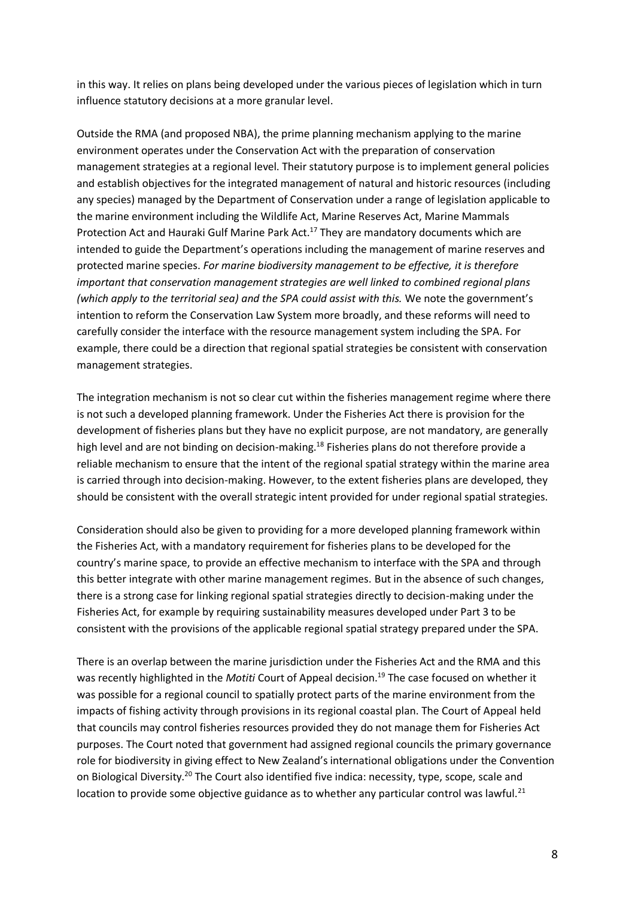in this way. It relies on plans being developed under the various pieces of legislation which in turn influence statutory decisions at a more granular level.

Outside the RMA (and proposed NBA), the prime planning mechanism applying to the marine environment operates under the Conservation Act with the preparation of conservation management strategies at a regional level. Their statutory purpose is to implement general policies and establish objectives for the integrated management of natural and historic resources (including any species) managed by the Department of Conservation under a range of legislation applicable to the marine environment including the Wildlife Act, Marine Reserves Act, Marine Mammals Protection Act and Hauraki Gulf Marine Park Act.[17] They are mandatory documents which are intended to guide the Department's operations including the management of marine reserves and protected marine species. *For marine biodiversity management to be effective, it is therefore important that conservation management strategies are well linked to combined regional plans (which apply to the territorial sea) and the SPA could assist with this.* We note the government's intention to reform the Conservation Law System more broadly, and these reforms will need to carefully consider the interface with the resource management system including the SPA. For example, there could be a direction that regional spatial strategies be consistent with conservation management strategies.

The integration mechanism is not so clear cut within the fisheries management regime where there is not such a developed planning framework. Under the Fisheries Act there is provision for the development of fisheries plans but they have no explicit purpose, are not mandatory, are generally high level and are not binding on decision-making.[18] Fisheries plans do not therefore provide a reliable mechanism to ensure that the intent of the regional spatial strategy within the marine area is carried through into decision-making. However, to the extent fisheries plans are developed, they should be consistent with the overall strategic intent provided for under regional spatial strategies.

Consideration should also be given to providing for a more developed planning framework within the Fisheries Act, with a mandatory requirement for fisheries plans to be developed for the country's marine space, to provide an effective mechanism to interface with the SPA and through this better integrate with other marine management regimes. But in the absence of such changes, there is a strong case for linking regional spatial strategies directly to decision-making under the Fisheries Act, for example by requiring sustainability measures developed under Part 3 to be consistent with the provisions of the applicable regional spatial strategy prepared under the SPA.

There is an overlap between the marine jurisdiction under the Fisheries Act and the RMA and this was recently highlighted in the *Motiti* Court of Appeal decision.[19] The case focused on whether it was possible for a regional council to spatially protect parts of the marine environment from the impacts of fishing activity through provisions in its regional coastal plan. The Court of Appeal held that councils may control fisheries resources provided they do not manage them for Fisheries Act purposes. The Court noted that government had assigned regional councils the primary governance role for biodiversity in giving effect to New Zealand's international obligations under the Convention on Biological Diversity.[20] The Court also identified five indica: necessity, type, scope, scale and location to provide some objective guidance as to whether any particular control was lawful.[21]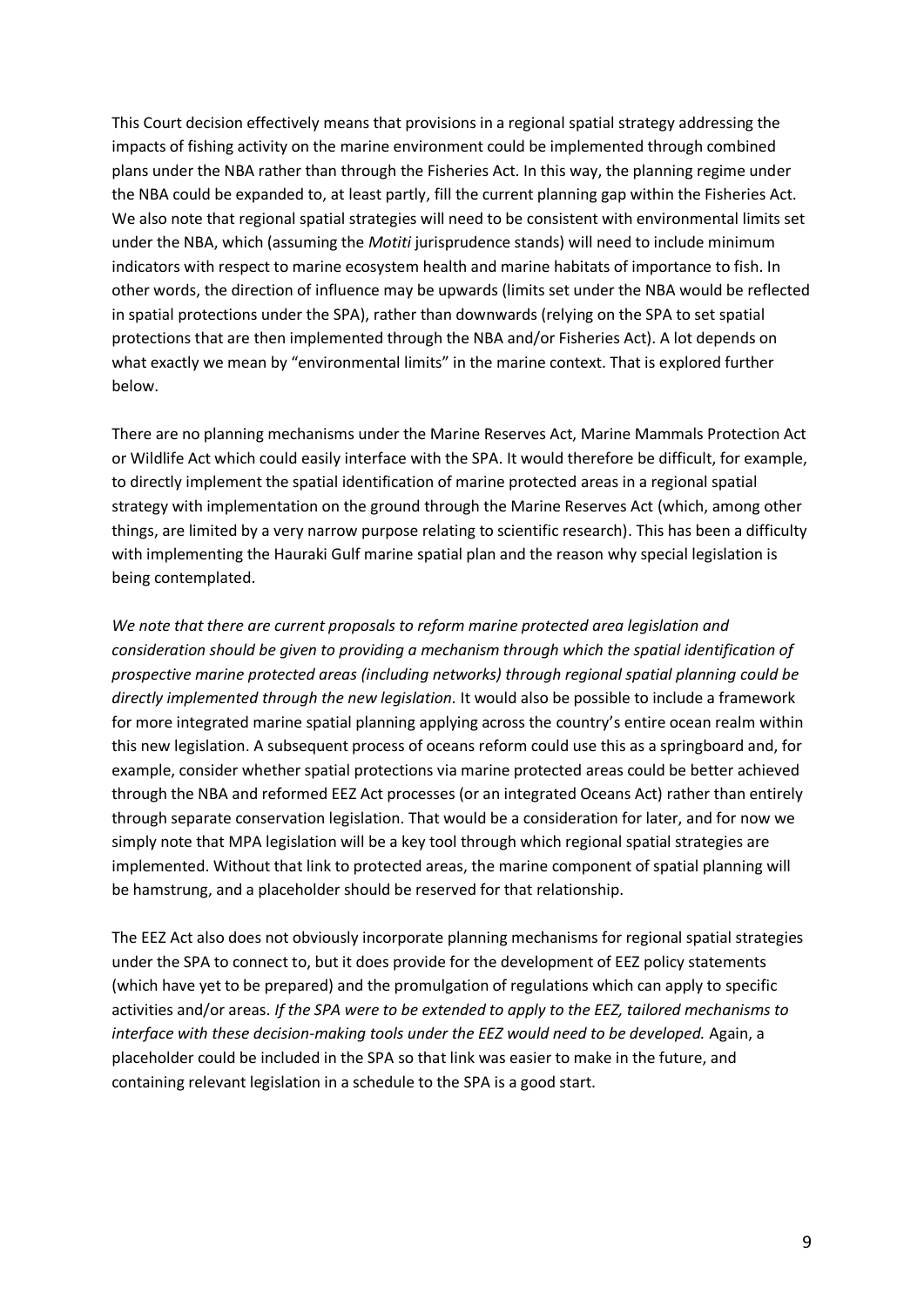This Court decision effectively means that provisions in a regional spatial strategy addressing the impacts of fishing activity on the marine environment could be implemented through combined plans under the NBA rather than through the Fisheries Act. In this way, the planning regime under the NBA could be expanded to, at least partly, fill the current planning gap within the Fisheries Act. We also note that regional spatial strategies will need to be consistent with environmental limits set under the NBA, which (assuming the *Motiti* jurisprudence stands) will need to include minimum indicators with respect to marine ecosystem health and marine habitats of importance to fish. In other words, the direction of influence may be upwards (limits set under the NBA would be reflected in spatial protections under the SPA), rather than downwards (relying on the SPA to set spatial protections that are then implemented through the NBA and/or Fisheries Act). A lot depends on what exactly we mean by "environmental limits" in the marine context. That is explored further below.

There are no planning mechanisms under the Marine Reserves Act, Marine Mammals Protection Act or Wildlife Act which could easily interface with the SPA. It would therefore be difficult, for example, to directly implement the spatial identification of marine protected areas in a regional spatial strategy with implementation on the ground through the Marine Reserves Act (which, among other things, are limited by a very narrow purpose relating to scientific research). This has been a difficulty with implementing the Hauraki Gulf marine spatial plan and the reason why special legislation is being contemplated.

*We note that there are current proposals to reform marine protected area legislation and consideration should be given to providing a mechanism through which the spatial identification of prospective marine protected areas (including networks) through regional spatial planning could be directly implemented through the new legislation.* It would also be possible to include a framework for more integrated marine spatial planning applying across the country's entire ocean realm within this new legislation. A subsequent process of oceans reform could use this as a springboard and, for example, consider whether spatial protections via marine protected areas could be better achieved through the NBA and reformed EEZ Act processes (or an integrated Oceans Act) rather than entirely through separate conservation legislation. That would be a consideration for later, and for now we simply note that MPA legislation will be a key tool through which regional spatial strategies are implemented. Without that link to protected areas, the marine component of spatial planning will be hamstrung, and a placeholder should be reserved for that relationship.

The EEZ Act also does not obviously incorporate planning mechanisms for regional spatial strategies under the SPA to connect to, but it does provide for the development of EEZ policy statements (which have yet to be prepared) and the promulgation of regulations which can apply to specific activities and/or areas. *If the SPA were to be extended to apply to the EEZ, tailored mechanisms to interface with these decision-making tools under the EEZ would need to be developed.* Again, a placeholder could be included in the SPA so that link was easier to make in the future, and containing relevant legislation in a schedule to the SPA is a good start.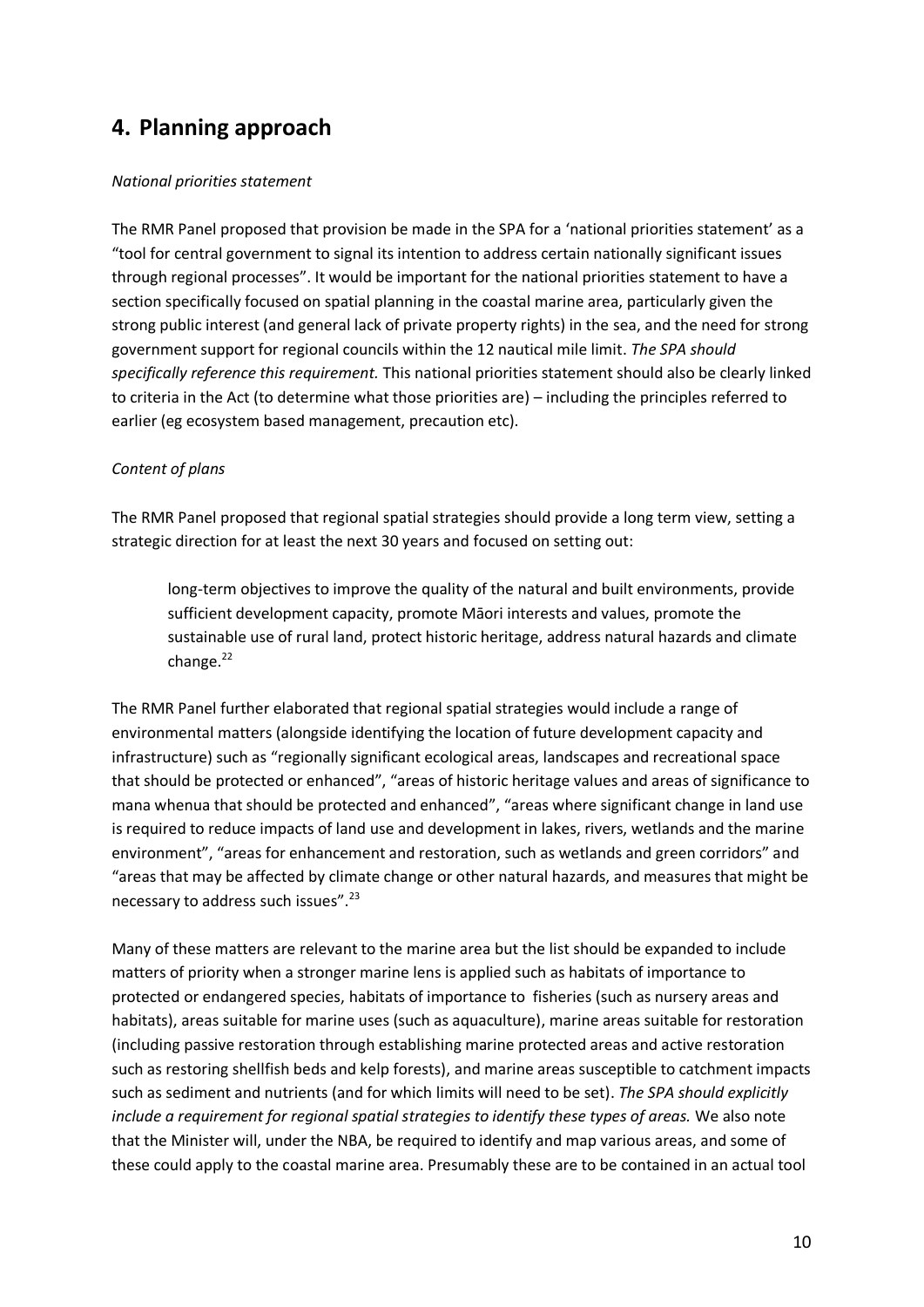## 4. Planning approach

*National priorities statement*

The RMR Panel proposed that provision be made in the SPA for a 'national priorities statement' as a "tool for central government to signal its intention to address certain nationally significant issues through regional processes". It would be important for the national priorities statement to have a section specifically focused on spatial planning in the coastal marine area, particularly given the strong public interest (and general lack of private property rights) in the sea, and the need for strong government support for regional councils within the 12 nautical mile limit. *The SPA should specifically reference this requirement.* This national priorities statement should also be clearly linked to criteria in the Act (to determine what those priorities are) – including the principles referred to earlier (eg ecosystem based management, precaution etc).

*Content of plans*

The RMR Panel proposed that regional spatial strategies should provide a long term view, setting a strategic direction for at least the next 30 years and focused on setting out:

> long-term objectives to improve the quality of the natural and built environments, provide sufficient development capacity, promote Māori interests and values, promote the sustainable use of rural land, protect historic heritage, address natural hazards and climate change.[22]

The RMR Panel further elaborated that regional spatial strategies would include a range of environmental matters (alongside identifying the location of future development capacity and infrastructure) such as "regionally significant ecological areas, landscapes and recreational space that should be protected or enhanced", "areas of historic heritage values and areas of significance to mana whenua that should be protected and enhanced", "areas where significant change in land use is required to reduce impacts of land use and development in lakes, rivers, wetlands and the marine environment", "areas for enhancement and restoration, such as wetlands and green corridors" and "areas that may be affected by climate change or other natural hazards, and measures that might be necessary to address such issues".[23]

Many of these matters are relevant to the marine area but the list should be expanded to include matters of priority when a stronger marine lens is applied such as habitats of importance to protected or endangered species, habitats of importance to fisheries (such as nursery areas and habitats), areas suitable for marine uses (such as aquaculture), marine areas suitable for restoration (including passive restoration through establishing marine protected areas and active restoration such as restoring shellfish beds and kelp forests), and marine areas susceptible to catchment impacts such as sediment and nutrients (and for which limits will need to be set). *The SPA should explicitly include a requirement for regional spatial strategies to identify these types of areas.* We also note that the Minister will, under the NBA, be required to identify and map various areas, and some of these could apply to the coastal marine area. Presumably these are to be contained in an actual tool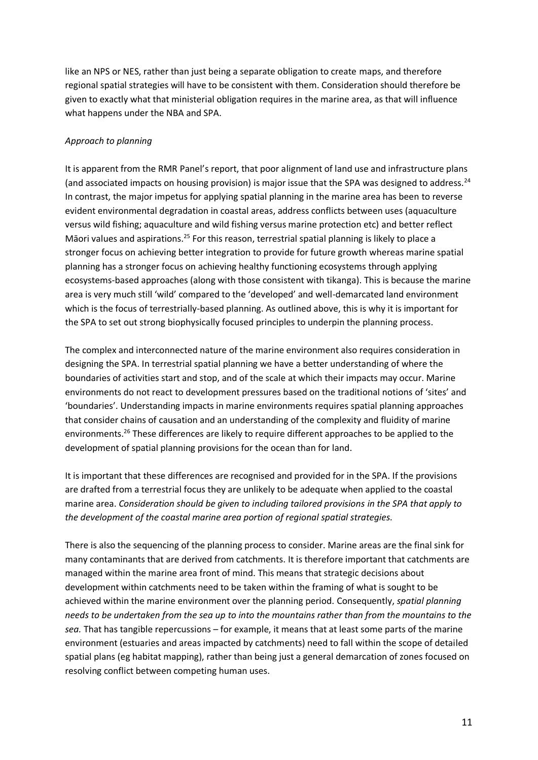like an NPS or NES, rather than just being a separate obligation to create maps, and therefore regional spatial strategies will have to be consistent with them. Consideration should therefore be given to exactly what that ministerial obligation requires in the marine area, as that will influence what happens under the NBA and SPA.

*Approach to planning*

It is apparent from the RMR Panel's report, that poor alignment of land use and infrastructure plans (and associated impacts on housing provision) is major issue that the SPA was designed to address.[24] In contrast, the major impetus for applying spatial planning in the marine area has been to reverse evident environmental degradation in coastal areas, address conflicts between uses (aquaculture versus wild fishing; aquaculture and wild fishing versus marine protection etc) and better reflect Māori values and aspirations.[25] For this reason, terrestrial spatial planning is likely to place a stronger focus on achieving better integration to provide for future growth whereas marine spatial planning has a stronger focus on achieving healthy functioning ecosystems through applying ecosystems-based approaches (along with those consistent with tikanga). This is because the marine area is very much still 'wild' compared to the 'developed' and well-demarcated land environment which is the focus of terrestrially-based planning. As outlined above, this is why it is important for the SPA to set out strong biophysically focused principles to underpin the planning process.

The complex and interconnected nature of the marine environment also requires consideration in designing the SPA. In terrestrial spatial planning we have a better understanding of where the boundaries of activities start and stop, and of the scale at which their impacts may occur. Marine environments do not react to development pressures based on the traditional notions of 'sites' and 'boundaries'. Understanding impacts in marine environments requires spatial planning approaches that consider chains of causation and an understanding of the complexity and fluidity of marine environments.[26] These differences are likely to require different approaches to be applied to the development of spatial planning provisions for the ocean than for land.

It is important that these differences are recognised and provided for in the SPA. If the provisions are drafted from a terrestrial focus they are unlikely to be adequate when applied to the coastal marine area. *Consideration should be given to including tailored provisions in the SPA that apply to the development of the coastal marine area portion of regional spatial strategies.*

There is also the sequencing of the planning process to consider. Marine areas are the final sink for many contaminants that are derived from catchments. It is therefore important that catchments are managed within the marine area front of mind. This means that strategic decisions about development within catchments need to be taken within the framing of what is sought to be achieved within the marine environment over the planning period. Consequently, *spatial planning needs to be undertaken from the sea up to into the mountains rather than from the mountains to the sea.* That has tangible repercussions – for example, it means that at least some parts of the marine environment (estuaries and areas impacted by catchments) need to fall within the scope of detailed spatial plans (eg habitat mapping), rather than being just a general demarcation of zones focused on resolving conflict between competing human uses.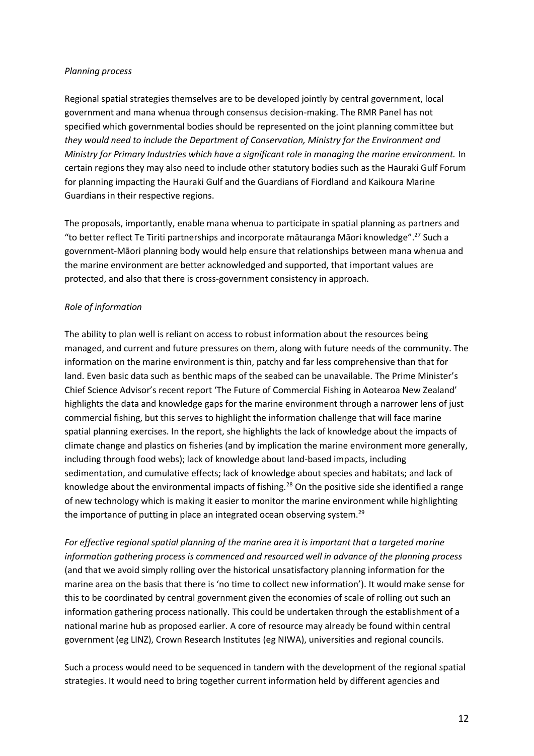*Planning process*

Regional spatial strategies themselves are to be developed jointly by central government, local government and mana whenua through consensus decision-making. The RMR Panel has not specified which governmental bodies should be represented on the joint planning committee but *they would need to include the Department of Conservation, Ministry for the Environment and Ministry for Primary Industries which have a significant role in managing the marine environment.* In certain regions they may also need to include other statutory bodies such as the Hauraki Gulf Forum for planning impacting the Hauraki Gulf and the Guardians of Fiordland and Kaikoura Marine Guardians in their respective regions.

The proposals, importantly, enable mana whenua to participate in spatial planning as partners and "to better reflect Te Tiriti partnerships and incorporate mātauranga Māori knowledge".[27] Such a government-Māori planning body would help ensure that relationships between mana whenua and the marine environment are better acknowledged and supported, that important values are protected, and also that there is cross-government consistency in approach.

*Role of information*

The ability to plan well is reliant on access to robust information about the resources being managed, and current and future pressures on them, along with future needs of the community. The information on the marine environment is thin, patchy and far less comprehensive than that for land. Even basic data such as benthic maps of the seabed can be unavailable. The Prime Minister's Chief Science Advisor's recent report 'The Future of Commercial Fishing in Aotearoa New Zealand' highlights the data and knowledge gaps for the marine environment through a narrower lens of just commercial fishing, but this serves to highlight the information challenge that will face marine spatial planning exercises. In the report, she highlights the lack of knowledge about the impacts of climate change and plastics on fisheries (and by implication the marine environment more generally, including through food webs); lack of knowledge about land-based impacts, including sedimentation, and cumulative effects; lack of knowledge about species and habitats; and lack of knowledge about the environmental impacts of fishing.[28] On the positive side she identified a range of new technology which is making it easier to monitor the marine environment while highlighting the importance of putting in place an integrated ocean observing system.[29]

*For effective regional spatial planning of the marine area it is important that a targeted marine information gathering process is commenced and resourced well in advance of the planning process* (and that we avoid simply rolling over the historical unsatisfactory planning information for the marine area on the basis that there is 'no time to collect new information'). It would make sense for this to be coordinated by central government given the economies of scale of rolling out such an information gathering process nationally. This could be undertaken through the establishment of a national marine hub as proposed earlier. A core of resource may already be found within central government (eg LINZ), Crown Research Institutes (eg NIWA), universities and regional councils.

Such a process would need to be sequenced in tandem with the development of the regional spatial strategies. It would need to bring together current information held by different agencies and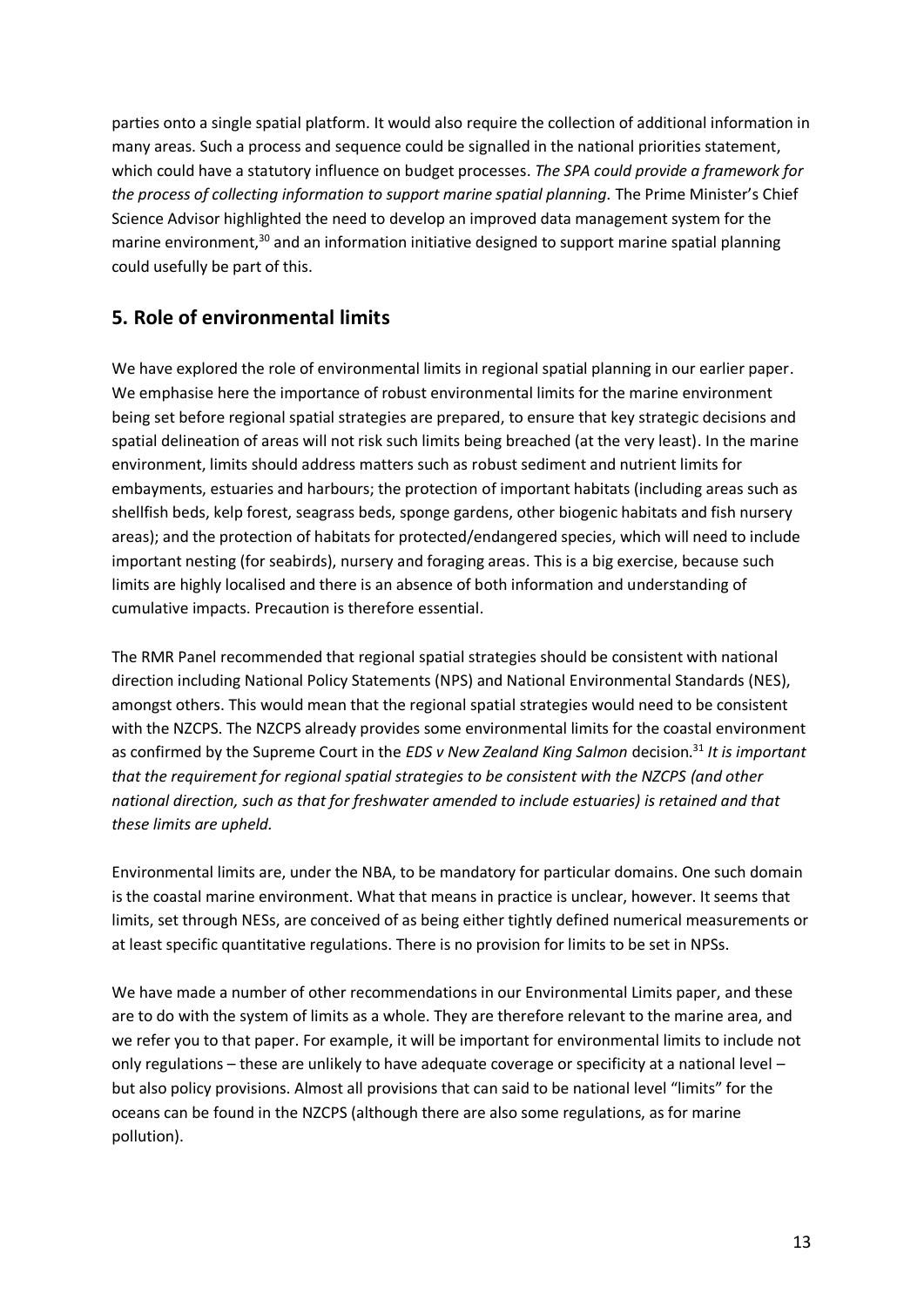parties onto a single spatial platform. It would also require the collection of additional information in many areas. Such a process and sequence could be signalled in the national priorities statement, which could have a statutory influence on budget processes. *The SPA could provide a framework for the process of collecting information to support marine spatial planning.* The Prime Minister's Chief Science Advisor highlighted the need to develop an improved data management system for the marine environment,[30] and an information initiative designed to support marine spatial planning could usefully be part of this.

## 5. Role of environmental limits

We have explored the role of environmental limits in regional spatial planning in our earlier paper. We emphasise here the importance of robust environmental limits for the marine environment being set before regional spatial strategies are prepared, to ensure that key strategic decisions and spatial delineation of areas will not risk such limits being breached (at the very least). In the marine environment, limits should address matters such as robust sediment and nutrient limits for embayments, estuaries and harbours; the protection of important habitats (including areas such as shellfish beds, kelp forest, seagrass beds, sponge gardens, other biogenic habitats and fish nursery areas); and the protection of habitats for protected/endangered species, which will need to include important nesting (for seabirds), nursery and foraging areas. This is a big exercise, because such limits are highly localised and there is an absence of both information and understanding of cumulative impacts. Precaution is therefore essential.

The RMR Panel recommended that regional spatial strategies should be consistent with national direction including National Policy Statements (NPS) and National Environmental Standards (NES), amongst others. This would mean that the regional spatial strategies would need to be consistent with the NZCPS. The NZCPS already provides some environmental limits for the coastal environment as confirmed by the Supreme Court in the *EDS v New Zealand King Salmon* decision.[31] *It is important that the requirement for regional spatial strategies to be consistent with the NZCPS (and other national direction, such as that for freshwater amended to include estuaries) is retained and that these limits are upheld.*

Environmental limits are, under the NBA, to be mandatory for particular domains. One such domain is the coastal marine environment. What that means in practice is unclear, however. It seems that limits, set through NESs, are conceived of as being either tightly defined numerical measurements or at least specific quantitative regulations. There is no provision for limits to be set in NPSs.

We have made a number of other recommendations in our Environmental Limits paper, and these are to do with the system of limits as a whole. They are therefore relevant to the marine area, and we refer you to that paper. For example, it will be important for environmental limits to include not only regulations – these are unlikely to have adequate coverage or specificity at a national level – but also policy provisions. Almost all provisions that can said to be national level "limits" for the oceans can be found in the NZCPS (although there are also some regulations, as for marine pollution).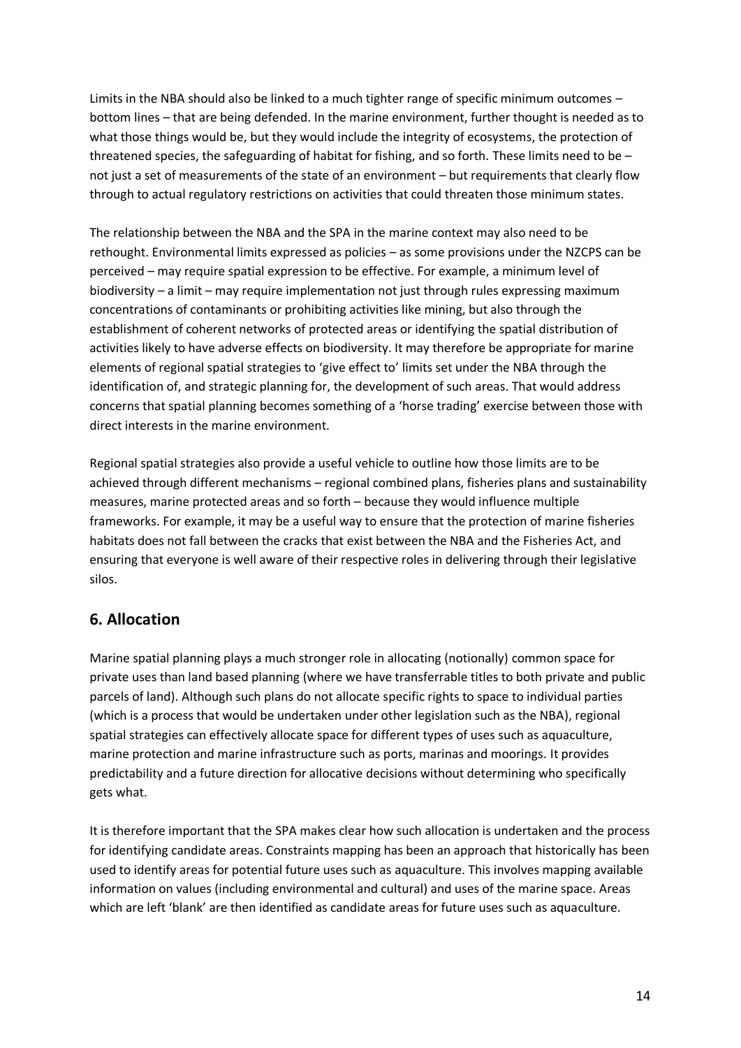Limits in the NBA should also be linked to a much tighter range of specific minimum outcomes – bottom lines – that are being defended. In the marine environment, further thought is needed as to what those things would be, but they would include the integrity of ecosystems, the protection of threatened species, the safeguarding of habitat for fishing, and so forth. These limits need to be – not just a set of measurements of the state of an environment – but requirements that clearly flow through to actual regulatory restrictions on activities that could threaten those minimum states.

The relationship between the NBA and the SPA in the marine context may also need to be rethought. Environmental limits expressed as policies – as some provisions under the NZCPS can be perceived – may require spatial expression to be effective. For example, a minimum level of biodiversity – a limit – may require implementation not just through rules expressing maximum concentrations of contaminants or prohibiting activities like mining, but also through the establishment of coherent networks of protected areas or identifying the spatial distribution of activities likely to have adverse effects on biodiversity. It may therefore be appropriate for marine elements of regional spatial strategies to 'give effect to' limits set under the NBA through the identification of, and strategic planning for, the development of such areas. That would address concerns that spatial planning becomes something of a 'horse trading' exercise between those with direct interests in the marine environment.

Regional spatial strategies also provide a useful vehicle to outline how those limits are to be achieved through different mechanisms – regional combined plans, fisheries plans and sustainability measures, marine protected areas and so forth – because they would influence multiple frameworks. For example, it may be a useful way to ensure that the protection of marine fisheries habitats does not fall between the cracks that exist between the NBA and the Fisheries Act, and ensuring that everyone is well aware of their respective roles in delivering through their legislative silos.

## 6. Allocation

Marine spatial planning plays a much stronger role in allocating (notionally) common space for private uses than land based planning (where we have transferrable titles to both private and public parcels of land). Although such plans do not allocate specific rights to space to individual parties (which is a process that would be undertaken under other legislation such as the NBA), regional spatial strategies can effectively allocate space for different types of uses such as aquaculture, marine protection and marine infrastructure such as ports, marinas and moorings. It provides predictability and a future direction for allocative decisions without determining who specifically gets what.

It is therefore important that the SPA makes clear how such allocation is undertaken and the process for identifying candidate areas. Constraints mapping has been an approach that historically has been used to identify areas for potential future uses such as aquaculture. This involves mapping available information on values (including environmental and cultural) and uses of the marine space. Areas which are left 'blank' are then identified as candidate areas for future uses such as aquaculture.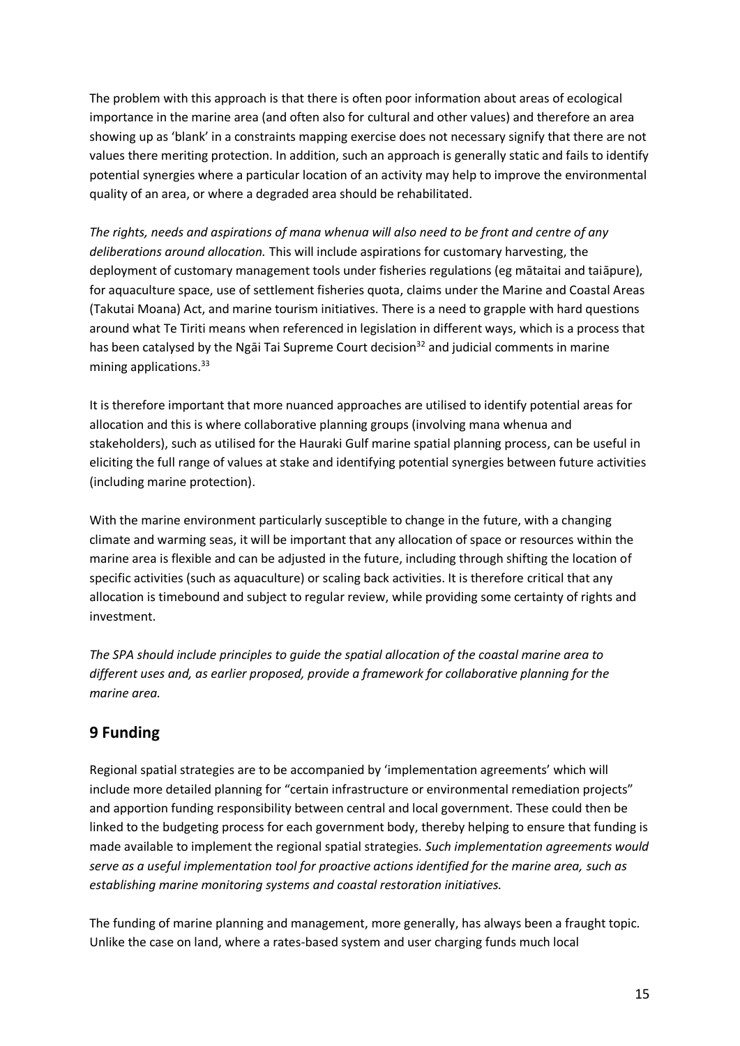The problem with this approach is that there is often poor information about areas of ecological importance in the marine area (and often also for cultural and other values) and therefore an area showing up as 'blank' in a constraints mapping exercise does not necessary signify that there are not values there meriting protection. In addition, such an approach is generally static and fails to identify potential synergies where a particular location of an activity may help to improve the environmental quality of an area, or where a degraded area should be rehabilitated.

*The rights, needs and aspirations of mana whenua will also need to be front and centre of any deliberations around allocation.* This will include aspirations for customary harvesting, the deployment of customary management tools under fisheries regulations (eg mātaitai and taiāpure), for aquaculture space, use of settlement fisheries quota, claims under the Marine and Coastal Areas (Takutai Moana) Act, and marine tourism initiatives. There is a need to grapple with hard questions around what Te Tiriti means when referenced in legislation in different ways, which is a process that has been catalysed by the Ngāi Tai Supreme Court decision[32] and judicial comments in marine mining applications.[33]

It is therefore important that more nuanced approaches are utilised to identify potential areas for allocation and this is where collaborative planning groups (involving mana whenua and stakeholders), such as utilised for the Hauraki Gulf marine spatial planning process, can be useful in eliciting the full range of values at stake and identifying potential synergies between future activities (including marine protection).

With the marine environment particularly susceptible to change in the future, with a changing climate and warming seas, it will be important that any allocation of space or resources within the marine area is flexible and can be adjusted in the future, including through shifting the location of specific activities (such as aquaculture) or scaling back activities. It is therefore critical that any allocation is timebound and subject to regular review, while providing some certainty of rights and investment.

*The SPA should include principles to guide the spatial allocation of the coastal marine area to different uses and, as earlier proposed, provide a framework for collaborative planning for the marine area.*

## 9 Funding

Regional spatial strategies are to be accompanied by 'implementation agreements' which will include more detailed planning for "certain infrastructure or environmental remediation projects" and apportion funding responsibility between central and local government. These could then be linked to the budgeting process for each government body, thereby helping to ensure that funding is made available to implement the regional spatial strategies. *Such implementation agreements would serve as a useful implementation tool for proactive actions identified for the marine area, such as establishing marine monitoring systems and coastal restoration initiatives.*

The funding of marine planning and management, more generally, has always been a fraught topic. Unlike the case on land, where a rates-based system and user charging funds much local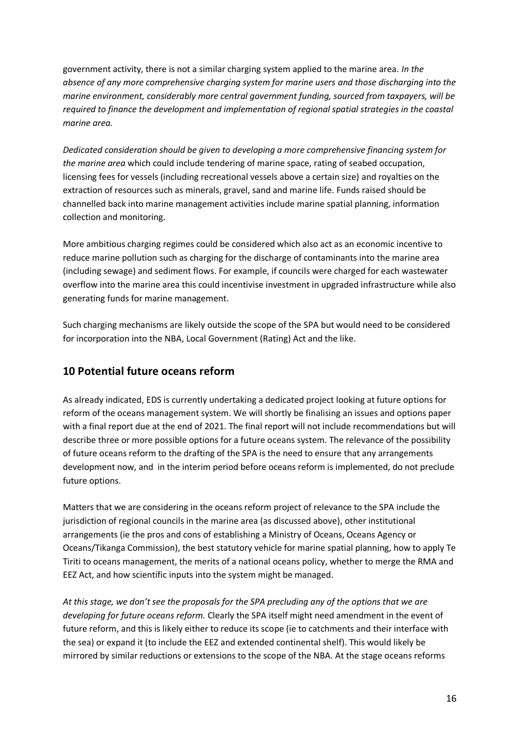government activity, there is not a similar charging system applied to the marine area. *In the absence of any more comprehensive charging system for marine users and those discharging into the marine environment, considerably more central government funding, sourced from taxpayers, will be required to finance the development and implementation of regional spatial strategies in the coastal marine area.*

*Dedicated consideration should be given to developing a more comprehensive financing system for the marine area* which could include tendering of marine space, rating of seabed occupation, licensing fees for vessels (including recreational vessels above a certain size) and royalties on the extraction of resources such as minerals, gravel, sand and marine life. Funds raised should be channelled back into marine management activities include marine spatial planning, information collection and monitoring.

More ambitious charging regimes could be considered which also act as an economic incentive to reduce marine pollution such as charging for the discharge of contaminants into the marine area (including sewage) and sediment flows. For example, if councils were charged for each wastewater overflow into the marine area this could incentivise investment in upgraded infrastructure while also generating funds for marine management.

Such charging mechanisms are likely outside the scope of the SPA but would need to be considered for incorporation into the NBA, Local Government (Rating) Act and the like.

## 10 Potential future oceans reform

As already indicated, EDS is currently undertaking a dedicated project looking at future options for reform of the oceans management system. We will shortly be finalising an issues and options paper with a final report due at the end of 2021. The final report will not include recommendations but will describe three or more possible options for a future oceans system. The relevance of the possibility of future oceans reform to the drafting of the SPA is the need to ensure that any arrangements development now, and in the interim period before oceans reform is implemented, do not preclude future options.

Matters that we are considering in the oceans reform project of relevance to the SPA include the jurisdiction of regional councils in the marine area (as discussed above), other institutional arrangements (ie the pros and cons of establishing a Ministry of Oceans, Oceans Agency or Oceans/Tikanga Commission), the best statutory vehicle for marine spatial planning, how to apply Te Tiriti to oceans management, the merits of a national oceans policy, whether to merge the RMA and EEZ Act, and how scientific inputs into the system might be managed.

*At this stage, we don't see the proposals for the SPA precluding any of the options that we are developing for future oceans reform.* Clearly the SPA itself might need amendment in the event of future reform, and this is likely either to reduce its scope (ie to catchments and their interface with the sea) or expand it (to include the EEZ and extended continental shelf). This would likely be mirrored by similar reductions or extensions to the scope of the NBA. At the stage oceans reforms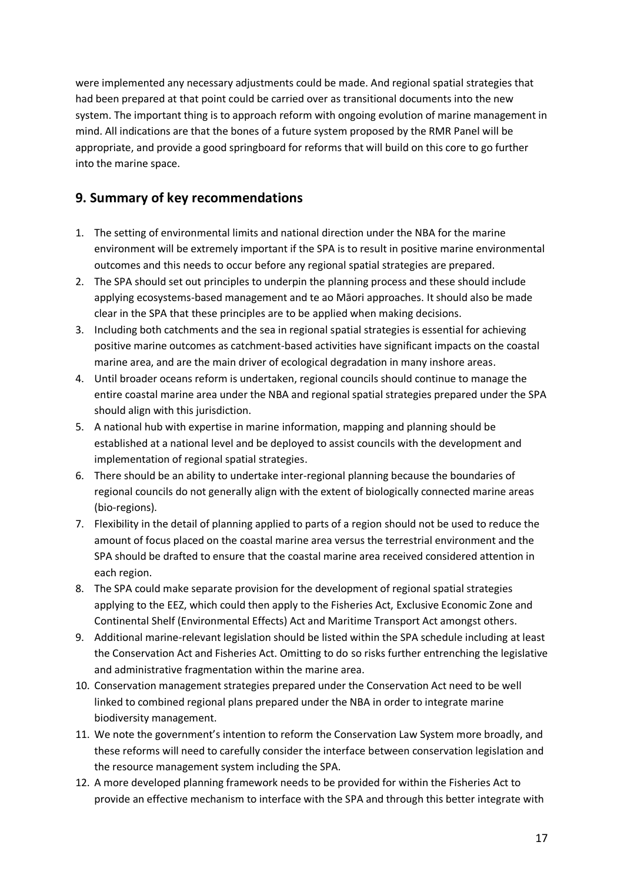were implemented any necessary adjustments could be made. And regional spatial strategies that had been prepared at that point could be carried over as transitional documents into the new system. The important thing is to approach reform with ongoing evolution of marine management in mind. All indications are that the bones of a future system proposed by the RMR Panel will be appropriate, and provide a good springboard for reforms that will build on this core to go further into the marine space.

## 9. Summary of key recommendations

1. The setting of environmental limits and national direction under the NBA for the marine environment will be extremely important if the SPA is to result in positive marine environmental outcomes and this needs to occur before any regional spatial strategies are prepared.
2. The SPA should set out principles to underpin the planning process and these should include applying ecosystems-based management and te ao Māori approaches. It should also be made clear in the SPA that these principles are to be applied when making decisions.
3. Including both catchments and the sea in regional spatial strategies is essential for achieving positive marine outcomes as catchment-based activities have significant impacts on the coastal marine area, and are the main driver of ecological degradation in many inshore areas.
4. Until broader oceans reform is undertaken, regional councils should continue to manage the entire coastal marine area under the NBA and regional spatial strategies prepared under the SPA should align with this jurisdiction.
5. A national hub with expertise in marine information, mapping and planning should be established at a national level and be deployed to assist councils with the development and implementation of regional spatial strategies.
6. There should be an ability to undertake inter-regional planning because the boundaries of regional councils do not generally align with the extent of biologically connected marine areas (bio-regions).
7. Flexibility in the detail of planning applied to parts of a region should not be used to reduce the amount of focus placed on the coastal marine area versus the terrestrial environment and the SPA should be drafted to ensure that the coastal marine area received considered attention in each region.
8. The SPA could make separate provision for the development of regional spatial strategies applying to the EEZ, which could then apply to the Fisheries Act, Exclusive Economic Zone and Continental Shelf (Environmental Effects) Act and Maritime Transport Act amongst others.
9. Additional marine-relevant legislation should be listed within the SPA schedule including at least the Conservation Act and Fisheries Act. Omitting to do so risks further entrenching the legislative and administrative fragmentation within the marine area.
10. Conservation management strategies prepared under the Conservation Act need to be well linked to combined regional plans prepared under the NBA in order to integrate marine biodiversity management.
11. We note the government's intention to reform the Conservation Law System more broadly, and these reforms will need to carefully consider the interface between conservation legislation and the resource management system including the SPA.
12. A more developed planning framework needs to be provided for within the Fisheries Act to provide an effective mechanism to interface with the SPA and through this better integrate with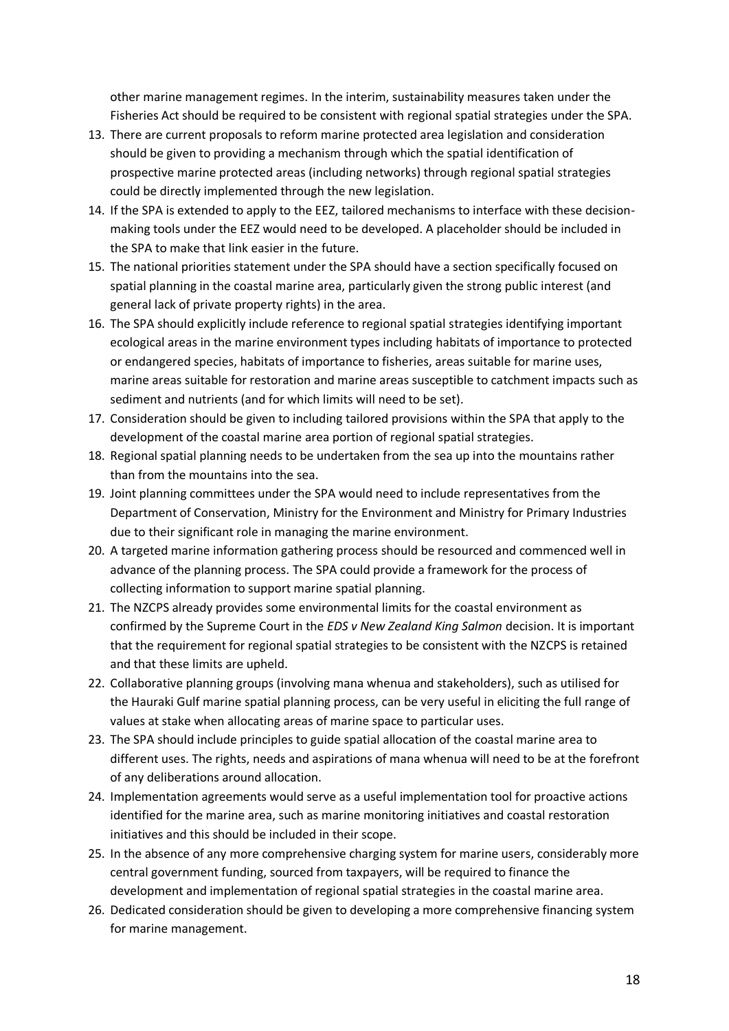other marine management regimes. In the interim, sustainability measures taken under the Fisheries Act should be required to be consistent with regional spatial strategies under the SPA.

13. There are current proposals to reform marine protected area legislation and consideration should be given to providing a mechanism through which the spatial identification of prospective marine protected areas (including networks) through regional spatial strategies could be directly implemented through the new legislation.
14. If the SPA is extended to apply to the EEZ, tailored mechanisms to interface with these decision-making tools under the EEZ would need to be developed. A placeholder should be included in the SPA to make that link easier in the future.
15. The national priorities statement under the SPA should have a section specifically focused on spatial planning in the coastal marine area, particularly given the strong public interest (and general lack of private property rights) in the area.
16. The SPA should explicitly include reference to regional spatial strategies identifying important ecological areas in the marine environment types including habitats of importance to protected or endangered species, habitats of importance to fisheries, areas suitable for marine uses, marine areas suitable for restoration and marine areas susceptible to catchment impacts such as sediment and nutrients (and for which limits will need to be set).
17. Consideration should be given to including tailored provisions within the SPA that apply to the development of the coastal marine area portion of regional spatial strategies.
18. Regional spatial planning needs to be undertaken from the sea up into the mountains rather than from the mountains into the sea.
19. Joint planning committees under the SPA would need to include representatives from the Department of Conservation, Ministry for the Environment and Ministry for Primary Industries due to their significant role in managing the marine environment.
20. A targeted marine information gathering process should be resourced and commenced well in advance of the planning process. The SPA could provide a framework for the process of collecting information to support marine spatial planning.
21. The NZCPS already provides some environmental limits for the coastal environment as confirmed by the Supreme Court in the *EDS v New Zealand King Salmon* decision. It is important that the requirement for regional spatial strategies to be consistent with the NZCPS is retained and that these limits are upheld.
22. Collaborative planning groups (involving mana whenua and stakeholders), such as utilised for the Hauraki Gulf marine spatial planning process, can be very useful in eliciting the full range of values at stake when allocating areas of marine space to particular uses.
23. The SPA should include principles to guide spatial allocation of the coastal marine area to different uses. The rights, needs and aspirations of mana whenua will need to be at the forefront of any deliberations around allocation.
24. Implementation agreements would serve as a useful implementation tool for proactive actions identified for the marine area, such as marine monitoring initiatives and coastal restoration initiatives and this should be included in their scope.
25. In the absence of any more comprehensive charging system for marine users, considerably more central government funding, sourced from taxpayers, will be required to finance the development and implementation of regional spatial strategies in the coastal marine area.
26. Dedicated consideration should be given to developing a more comprehensive financing system for marine management.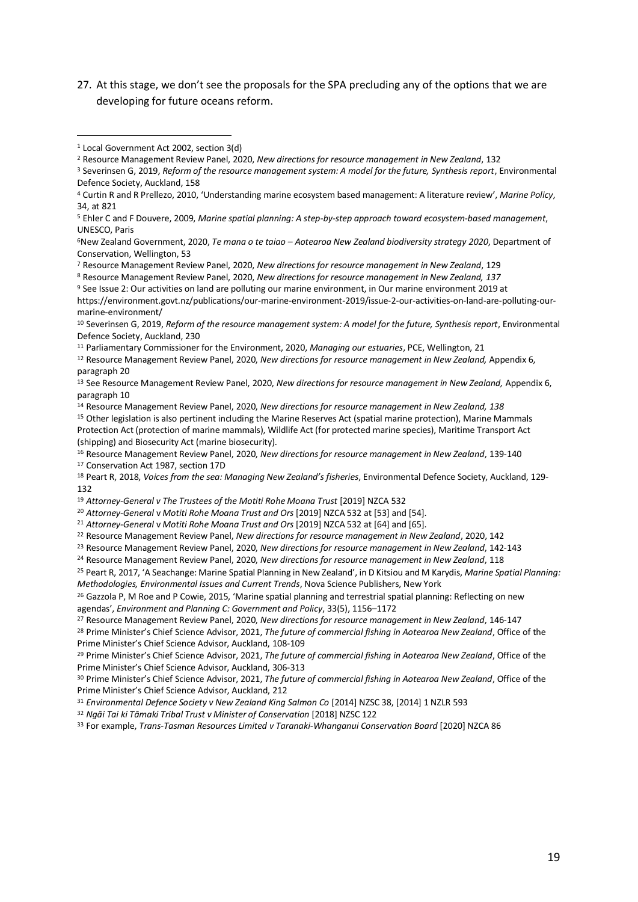27. At this stage, we don't see the proposals for the SPA precluding any of the options that we are developing for future oceans reform.

---

[1] Local Government Act 2002, section 3(d)

[2] Resource Management Review Panel, 2020, *New directions for resource management in New Zealand*, 132

[3] Severinsen G, 2019, *Reform of the resource management system: A model for the future, Synthesis report*, Environmental Defence Society, Auckland, 158

[4] Curtin R and R Prellezo, 2010, 'Understanding marine ecosystem based management: A literature review', *Marine Policy*, 34, at 821

[5] Ehler C and F Douvere, 2009, *Marine spatial planning: A step-by-step approach toward ecosystem-based management*, UNESCO, Paris

[6] New Zealand Government, 2020, *Te mana o te taiao – Aotearoa New Zealand biodiversity strategy 2020*, Department of Conservation, Wellington, 53

[7] Resource Management Review Panel, 2020, *New directions for resource management in New Zealand*, 129

[8] Resource Management Review Panel, 2020, *New directions for resource management in New Zealand, 137*

[9] See Issue 2: Our activities on land are polluting our marine environment, in Our marine environment 2019 at https://environment.govt.nz/publications/our-marine-environment-2019/issue-2-our-activities-on-land-are-polluting-our-marine-environment/

[10] Severinsen G, 2019, *Reform of the resource management system: A model for the future, Synthesis report*, Environmental Defence Society, Auckland, 230

[11] Parliamentary Commissioner for the Environment, 2020, *Managing our estuaries*, PCE, Wellington, 21

[12] Resource Management Review Panel, 2020, *New directions for resource management in New Zealand,* Appendix 6, paragraph 20

[13] See Resource Management Review Panel, 2020, *New directions for resource management in New Zealand,* Appendix 6, paragraph 10

[14] Resource Management Review Panel, 2020, *New directions for resource management in New Zealand, 138*

[15] Other legislation is also pertinent including the Marine Reserves Act (spatial marine protection), Marine Mammals Protection Act (protection of marine mammals), Wildlife Act (for protected marine species), Maritime Transport Act (shipping) and Biosecurity Act (marine biosecurity).

[16] Resource Management Review Panel, 2020, *New directions for resource management in New Zealand*, 139-140

[17] Conservation Act 1987, section 17D

[18] Peart R, 2018, *Voices from the sea: Managing New Zealand's fisheries*, Environmental Defence Society, Auckland, 129-132

[19] *Attorney-General v The Trustees of the Motiti Rohe Moana Trust* [2019] NZCA 532

[20] *Attorney-General* v *Motiti Rohe Moana Trust and Ors* [2019] NZCA 532 at [53] and [54].

[21] *Attorney-General* v *Motiti Rohe Moana Trust and Ors* [2019] NZCA 532 at [64] and [65].

[22] Resource Management Review Panel, *New directions for resource management in New Zealand*, 2020, 142

[23] Resource Management Review Panel, 2020, *New directions for resource management in New Zealand*, 142-143

[24] Resource Management Review Panel, 2020, *New directions for resource management in New Zealand*, 118

[25] Peart R, 2017, 'A Seachange: Marine Spatial Planning in New Zealand', in D Kitsiou and M Karydis, *Marine Spatial Planning: Methodologies, Environmental Issues and Current Trends*, Nova Science Publishers, New York

[26] Gazzola P, M Roe and P Cowie, 2015, 'Marine spatial planning and terrestrial spatial planning: Reflecting on new agendas', *Environment and Planning C: Government and Policy*, 33(5), 1156–1172

[27] Resource Management Review Panel, 2020, *New directions for resource management in New Zealand*, 146-147

[28] Prime Minister's Chief Science Advisor, 2021, *The future of commercial fishing in Aotearoa New Zealand*, Office of the Prime Minister's Chief Science Advisor, Auckland, 108-109

[29] Prime Minister's Chief Science Advisor, 2021, *The future of commercial fishing in Aotearoa New Zealand*, Office of the Prime Minister's Chief Science Advisor, Auckland, 306-313

[30] Prime Minister's Chief Science Advisor, 2021, *The future of commercial fishing in Aotearoa New Zealand*, Office of the Prime Minister's Chief Science Advisor, Auckland, 212

[31] *Environmental Defence Society v New Zealand King Salmon Co* [2014] NZSC 38, [2014] 1 NZLR 593

[32] *Ngāi Tai ki Tāmaki Tribal Trust v Minister of Conservation* [2018] NZSC 122

[33] For example, *Trans-Tasman Resources Limited v Taranaki-Whanganui Conservation Board* [2020] NZCA 86